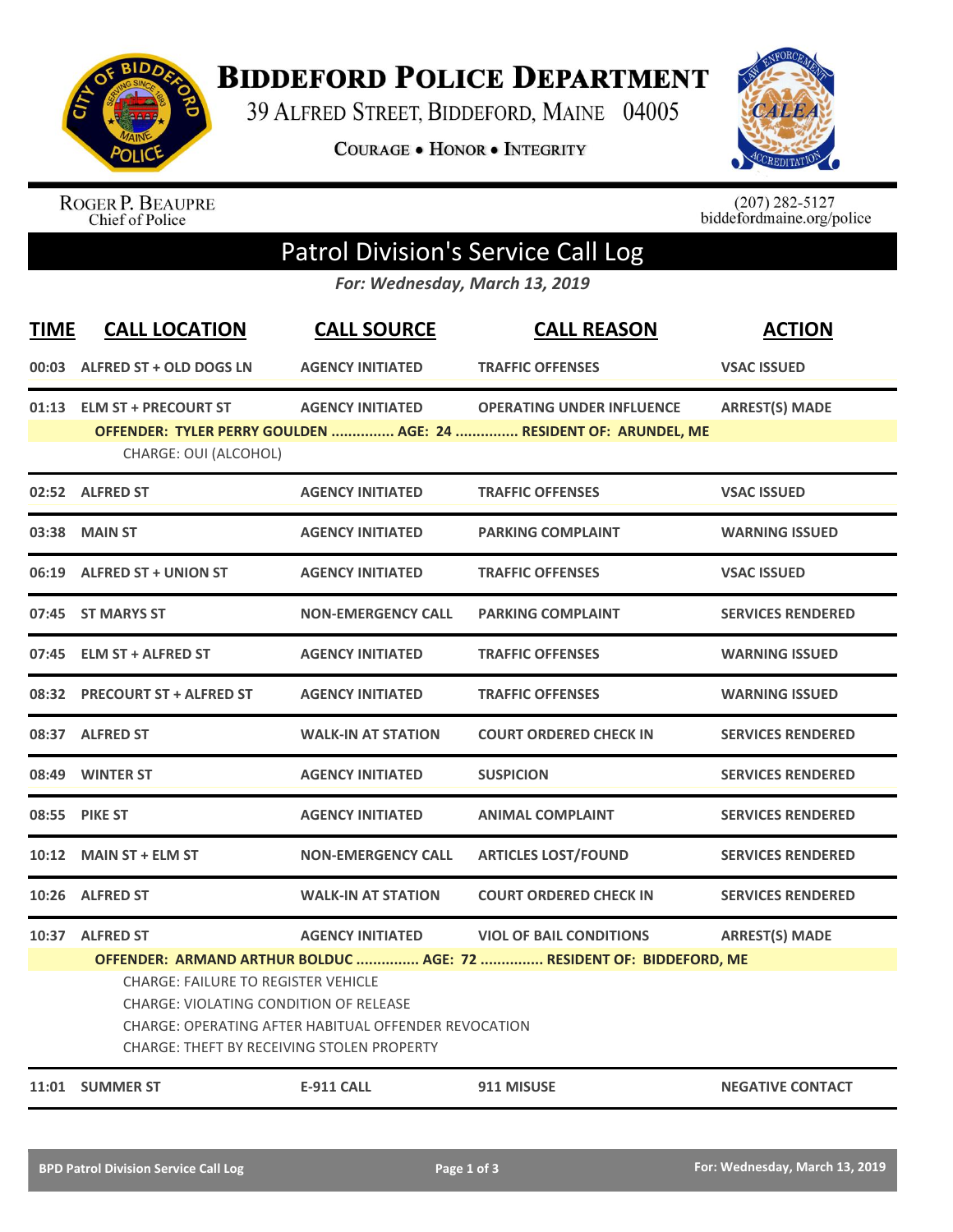# Biddeford Police Department

39 Alfred Street, Biddeford, Maine 04005

Courage • Honor • Integrity

Roger P. Beaupre
Chief of Police

(207) 282-5127
biddefordmaine.org/police

## Patrol Division's Service Call Log

*For: Wednesday, March 13, 2019*

| TIME | CALL LOCATION | CALL SOURCE | CALL REASON | ACTION |
|---|---|---|---|---|
| 00:03 | ALFRED ST + OLD DOGS LN | AGENCY INITIATED | TRAFFIC OFFENSES | VSAC ISSUED |
| 01:13 | ELM ST + PRECOURT ST | AGENCY INITIATED | OPERATING UNDER INFLUENCE | ARREST(S) MADE |
| | OFFENDER: TYLER PERRY GOULDEN ............... AGE: 24 ............... RESIDENT OF: ARUNDEL, ME | | | |
| | CHARGE: OUI (ALCOHOL) | | | |
| 02:52 | ALFRED ST | AGENCY INITIATED | TRAFFIC OFFENSES | VSAC ISSUED |
| 03:38 | MAIN ST | AGENCY INITIATED | PARKING COMPLAINT | WARNING ISSUED |
| 06:19 | ALFRED ST + UNION ST | AGENCY INITIATED | TRAFFIC OFFENSES | VSAC ISSUED |
| 07:45 | ST MARYS ST | NON-EMERGENCY CALL | PARKING COMPLAINT | SERVICES RENDERED |
| 07:45 | ELM ST + ALFRED ST | AGENCY INITIATED | TRAFFIC OFFENSES | WARNING ISSUED |
| 08:32 | PRECOURT ST + ALFRED ST | AGENCY INITIATED | TRAFFIC OFFENSES | WARNING ISSUED |
| 08:37 | ALFRED ST | WALK-IN AT STATION | COURT ORDERED CHECK IN | SERVICES RENDERED |
| 08:49 | WINTER ST | AGENCY INITIATED | SUSPICION | SERVICES RENDERED |
| 08:55 | PIKE ST | AGENCY INITIATED | ANIMAL COMPLAINT | SERVICES RENDERED |
| 10:12 | MAIN ST + ELM ST | NON-EMERGENCY CALL | ARTICLES LOST/FOUND | SERVICES RENDERED |
| 10:26 | ALFRED ST | WALK-IN AT STATION | COURT ORDERED CHECK IN | SERVICES RENDERED |
| 10:37 | ALFRED ST | AGENCY INITIATED | VIOL OF BAIL CONDITIONS | ARREST(S) MADE |
| | OFFENDER: ARMAND ARTHUR BOLDUC ............... AGE: 72 ............... RESIDENT OF: BIDDEFORD, ME | | | |
| | CHARGE: FAILURE TO REGISTER VEHICLE<br>CHARGE: VIOLATING CONDITION OF RELEASE<br>CHARGE: OPERATING AFTER HABITUAL OFFENDER REVOCATION<br>CHARGE: THEFT BY RECEIVING STOLEN PROPERTY | | | |
| 11:01 | SUMMER ST | E-911 CALL | 911 MISUSE | NEGATIVE CONTACT |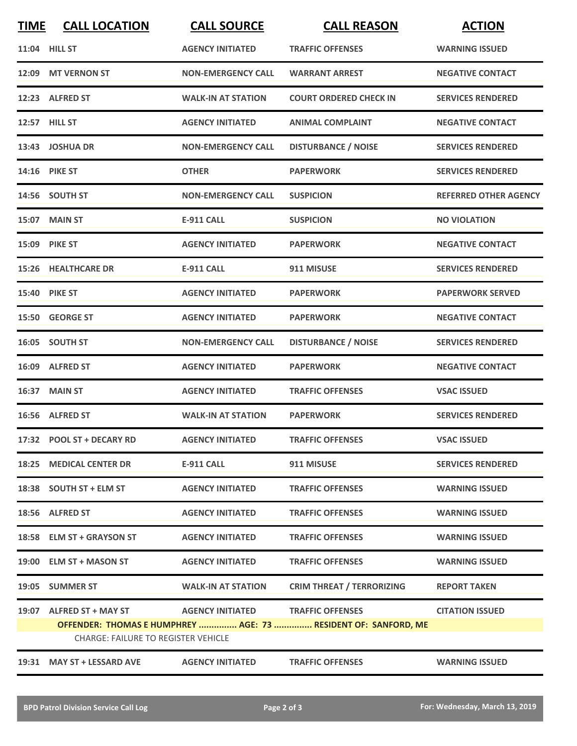| TIME | CALL LOCATION | CALL SOURCE | CALL REASON | ACTION |
|---|---|---|---|---|
| 11:04 | HILL ST | AGENCY INITIATED | TRAFFIC OFFENSES | WARNING ISSUED |
| 12:09 | MT VERNON ST | NON-EMERGENCY CALL | WARRANT ARREST | NEGATIVE CONTACT |
| 12:23 | ALFRED ST | WALK-IN AT STATION | COURT ORDERED CHECK IN | SERVICES RENDERED |
| 12:57 | HILL ST | AGENCY INITIATED | ANIMAL COMPLAINT | NEGATIVE CONTACT |
| 13:43 | JOSHUA DR | NON-EMERGENCY CALL | DISTURBANCE / NOISE | SERVICES RENDERED |
| 14:16 | PIKE ST | OTHER | PAPERWORK | SERVICES RENDERED |
| 14:56 | SOUTH ST | NON-EMERGENCY CALL | SUSPICION | REFERRED OTHER AGENCY |
| 15:07 | MAIN ST | E-911 CALL | SUSPICION | NO VIOLATION |
| 15:09 | PIKE ST | AGENCY INITIATED | PAPERWORK | NEGATIVE CONTACT |
| 15:26 | HEALTHCARE DR | E-911 CALL | 911 MISUSE | SERVICES RENDERED |
| 15:40 | PIKE ST | AGENCY INITIATED | PAPERWORK | PAPERWORK SERVED |
| 15:50 | GEORGE ST | AGENCY INITIATED | PAPERWORK | NEGATIVE CONTACT |
| 16:05 | SOUTH ST | NON-EMERGENCY CALL | DISTURBANCE / NOISE | SERVICES RENDERED |
| 16:09 | ALFRED ST | AGENCY INITIATED | PAPERWORK | NEGATIVE CONTACT |
| 16:37 | MAIN ST | AGENCY INITIATED | TRAFFIC OFFENSES | VSAC ISSUED |
| 16:56 | ALFRED ST | WALK-IN AT STATION | PAPERWORK | SERVICES RENDERED |
| 17:32 | POOL ST + DECARY RD | AGENCY INITIATED | TRAFFIC OFFENSES | VSAC ISSUED |
| 18:25 | MEDICAL CENTER DR | E-911 CALL | 911 MISUSE | SERVICES RENDERED |
| 18:38 | SOUTH ST + ELM ST | AGENCY INITIATED | TRAFFIC OFFENSES | WARNING ISSUED |
| 18:56 | ALFRED ST | AGENCY INITIATED | TRAFFIC OFFENSES | WARNING ISSUED |
| 18:58 | ELM ST + GRAYSON ST | AGENCY INITIATED | TRAFFIC OFFENSES | WARNING ISSUED |
| 19:00 | ELM ST + MASON ST | AGENCY INITIATED | TRAFFIC OFFENSES | WARNING ISSUED |
| 19:05 | SUMMER ST | WALK-IN AT STATION | CRIM THREAT / TERRORIZING | REPORT TAKEN |
| 19:07 | ALFRED ST + MAY ST | AGENCY INITIATED | TRAFFIC OFFENSES | CITATION ISSUED |
| | OFFENDER: THOMAS E HUMPHREY ............... AGE: 73 ............... RESIDENT OF: SANFORD, ME<br>CHARGE: FAILURE TO REGISTER VEHICLE | | | |
| 19:31 | MAY ST + LESSARD AVE | AGENCY INITIATED | TRAFFIC OFFENSES | WARNING ISSUED |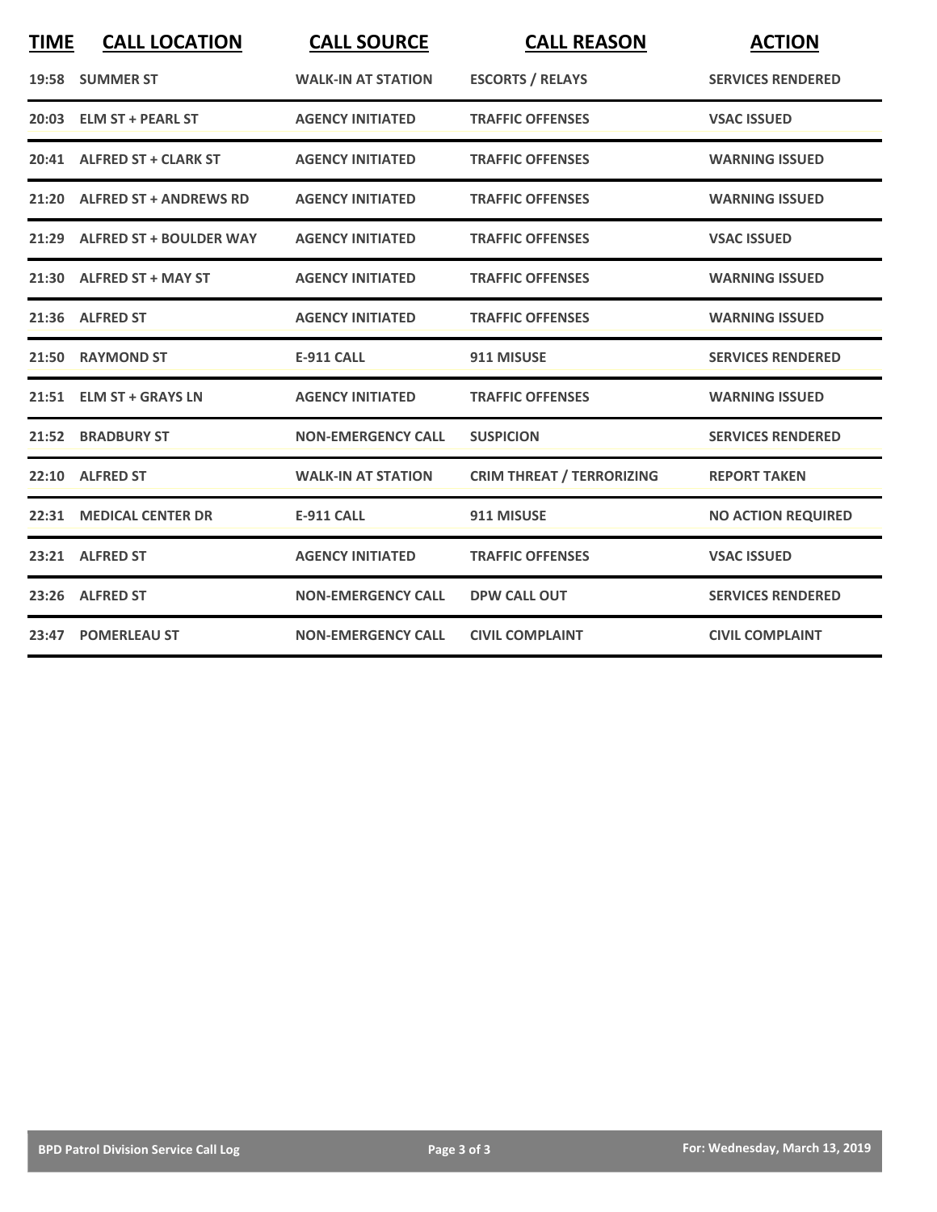| TIME | CALL LOCATION | CALL SOURCE | CALL REASON | ACTION |
|---|---|---|---|---|
| 19:58 | SUMMER ST | WALK-IN AT STATION | ESCORTS / RELAYS | SERVICES RENDERED |
| 20:03 | ELM ST + PEARL ST | AGENCY INITIATED | TRAFFIC OFFENSES | VSAC ISSUED |
| 20:41 | ALFRED ST + CLARK ST | AGENCY INITIATED | TRAFFIC OFFENSES | WARNING ISSUED |
| 21:20 | ALFRED ST + ANDREWS RD | AGENCY INITIATED | TRAFFIC OFFENSES | WARNING ISSUED |
| 21:29 | ALFRED ST + BOULDER WAY | AGENCY INITIATED | TRAFFIC OFFENSES | VSAC ISSUED |
| 21:30 | ALFRED ST + MAY ST | AGENCY INITIATED | TRAFFIC OFFENSES | WARNING ISSUED |
| 21:36 | ALFRED ST | AGENCY INITIATED | TRAFFIC OFFENSES | WARNING ISSUED |
| 21:50 | RAYMOND ST | E-911 CALL | 911 MISUSE | SERVICES RENDERED |
| 21:51 | ELM ST + GRAYS LN | AGENCY INITIATED | TRAFFIC OFFENSES | WARNING ISSUED |
| 21:52 | BRADBURY ST | NON-EMERGENCY CALL | SUSPICION | SERVICES RENDERED |
| 22:10 | ALFRED ST | WALK-IN AT STATION | CRIM THREAT / TERRORIZING | REPORT TAKEN |
| 22:31 | MEDICAL CENTER DR | E-911 CALL | 911 MISUSE | NO ACTION REQUIRED |
| 23:21 | ALFRED ST | AGENCY INITIATED | TRAFFIC OFFENSES | VSAC ISSUED |
| 23:26 | ALFRED ST | NON-EMERGENCY CALL | DPW CALL OUT | SERVICES RENDERED |
| 23:47 | POMERLEAU ST | NON-EMERGENCY CALL | CIVIL COMPLAINT | CIVIL COMPLAINT |